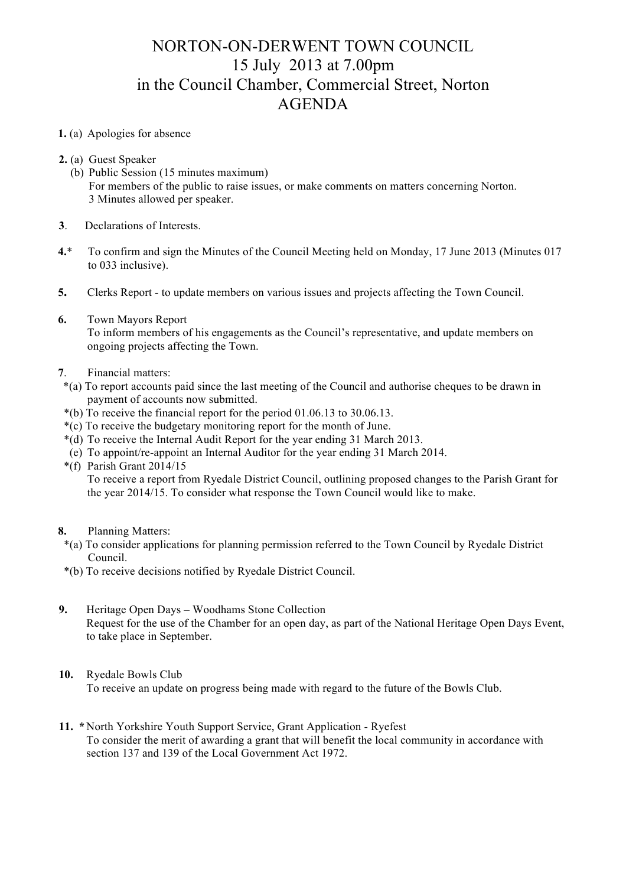# NORTON-ON-DERWENT TOWN COUNCIL
# 15 July 2013 at 7.00pm
# in the Council Chamber, Commercial Street, Norton
# AGENDA

**1.** (a) Apologies for absence

**2.** (a) Guest Speaker
  (b) Public Session (15 minutes maximum)
  For members of the public to raise issues, or make comments on matters concerning Norton.
  3 Minutes allowed per speaker.

**3**. Declarations of Interests.

**4.*** To confirm and sign the Minutes of the Council Meeting held on Monday, 17 June 2013 (Minutes 017 to 033 inclusive).

**5.** Clerks Report - to update members on various issues and projects affecting the Town Council.

**6.** Town Mayors Report
  To inform members of his engagements as the Council's representative, and update members on ongoing projects affecting the Town.

**7**. Financial matters:
  *(a) To report accounts paid since the last meeting of the Council and authorise cheques to be drawn in payment of accounts now submitted.
  *(b) To receive the financial report for the period 01.06.13 to 30.06.13.
  *(c) To receive the budgetary monitoring report for the month of June.
  *(d) To receive the Internal Audit Report for the year ending 31 March 2013.
  (e) To appoint/re-appoint an Internal Auditor for the year ending 31 March 2014.
  *(f) Parish Grant 2014/15
  To receive a report from Ryedale District Council, outlining proposed changes to the Parish Grant for the year 2014/15. To consider what response the Town Council would like to make.

**8.** Planning Matters:
  *(a) To consider applications for planning permission referred to the Town Council by Ryedale District Council.
  *(b) To receive decisions notified by Ryedale District Council.

**9.** Heritage Open Days – Woodhams Stone Collection
  Request for the use of the Chamber for an open day, as part of the National Heritage Open Days Event, to take place in September.

**10.** Ryedale Bowls Club
  To receive an update on progress being made with regard to the future of the Bowls Club.

**11.** * North Yorkshire Youth Support Service, Grant Application - Ryefest
  To consider the merit of awarding a grant that will benefit the local community in accordance with section 137 and 139 of the Local Government Act 1972.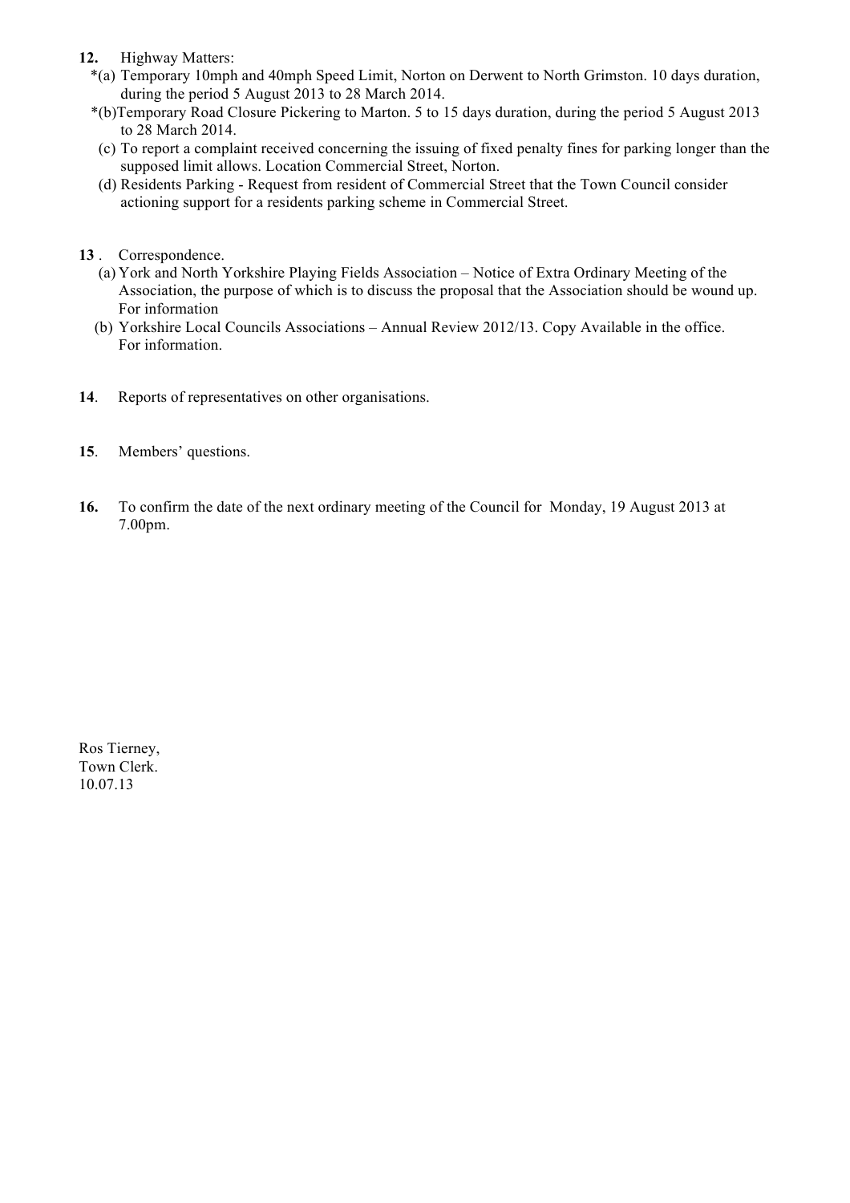**12.** Highway Matters:

*(a) Temporary 10mph and 40mph Speed Limit, Norton on Derwent to North Grimston. 10 days duration, during the period 5 August 2013 to 28 March 2014.

*(b)Temporary Road Closure Pickering to Marton. 5 to 15 days duration, during the period 5 August 2013 to 28 March 2014.

(c) To report a complaint received concerning the issuing of fixed penalty fines for parking longer than the supposed limit allows. Location Commercial Street, Norton.

(d) Residents Parking - Request from resident of Commercial Street that the Town Council consider actioning support for a residents parking scheme in Commercial Street.

**13** . Correspondence.

(a) York and North Yorkshire Playing Fields Association – Notice of Extra Ordinary Meeting of the Association, the purpose of which is to discuss the proposal that the Association should be wound up. For information

(b) Yorkshire Local Councils Associations – Annual Review 2012/13. Copy Available in the office. For information.

**14**. Reports of representatives on other organisations.

**15**. Members' questions.

**16.** To confirm the date of the next ordinary meeting of the Council for Monday, 19 August 2013 at 7.00pm.

Ros Tierney,
Town Clerk.
10.07.13